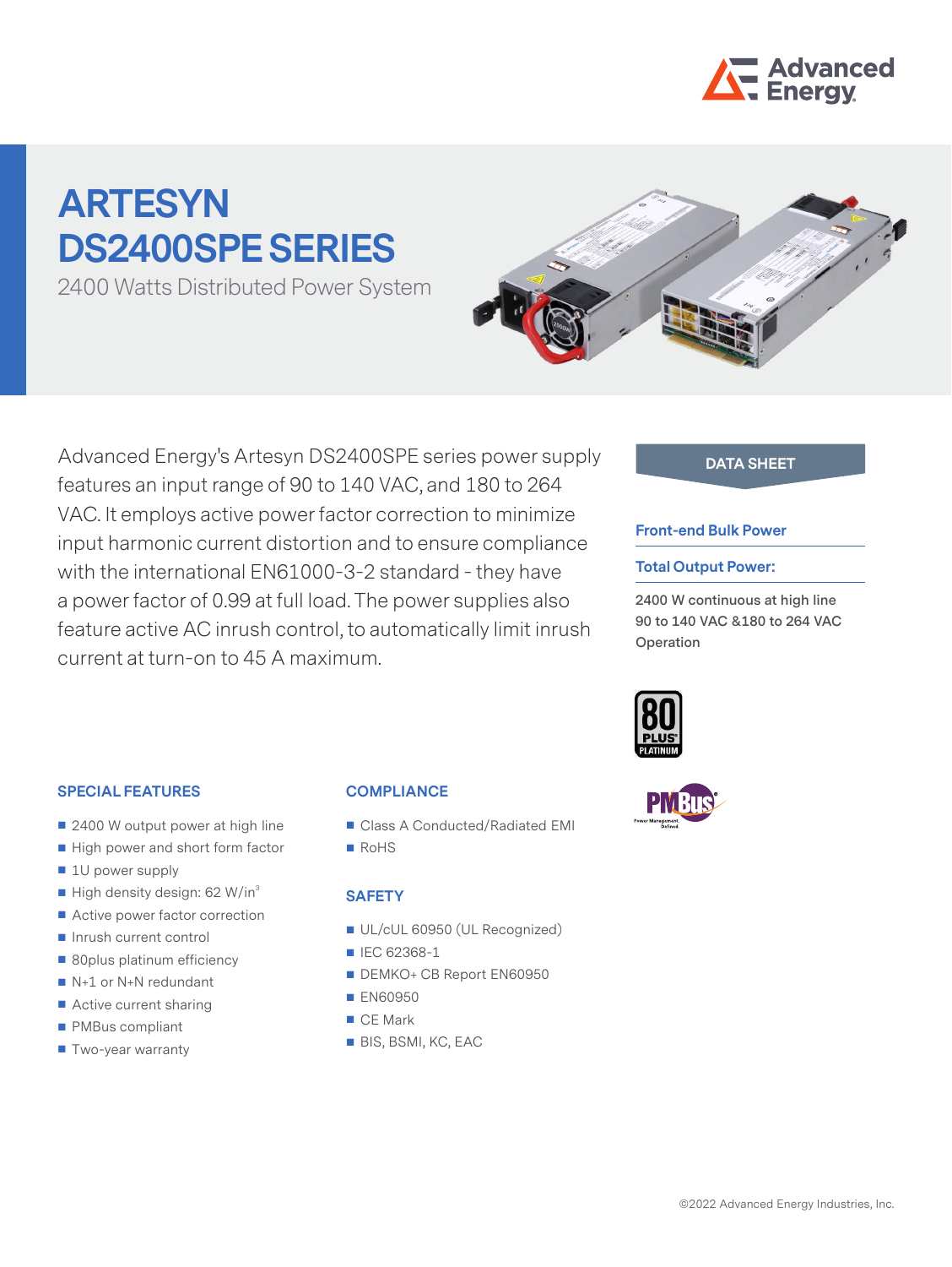# ARTESYN DS2400SPE SERIES

2400 Watts Distributed Power System

Advanced Energy's Artesyn DS2400SPE series power supply features an input range of 90 to 140 VAC, and 180 to 264 VAC. It employs active power factor correction to minimize input harmonic current distortion and to ensure compliance with the international EN61000-3-2 standard - they have a power factor of 0.99 at full load. The power supplies also feature active AC inrush control, to automatically limit inrush current at turn-on to 45 A maximum.

**DATA SHEET**

**Front-end Bulk Power**

**Total Output Power:**

2400 W continuous at high line
90 to 140 VAC &180 to 264 VAC
Operation

## SPECIAL FEATURES

- 2400 W output power at high line
- High power and short form factor
- 1U power supply
- High density design: 62 W/in$^3$
- Active power factor correction
- Inrush current control
- 80plus platinum efficiency
- N+1 or N+N redundant
- Active current sharing
- PMBus compliant
- Two-year warranty

## COMPLIANCE

- Class A Conducted/Radiated EMI
- RoHS

## SAFETY

- UL/cUL 60950 (UL Recognized)
- IEC 62368-1
- DEMKO+ CB Report EN60950
- EN60950
- CE Mark
- BIS, BSMI, KC, EAC

©2022 Advanced Energy Industries, Inc.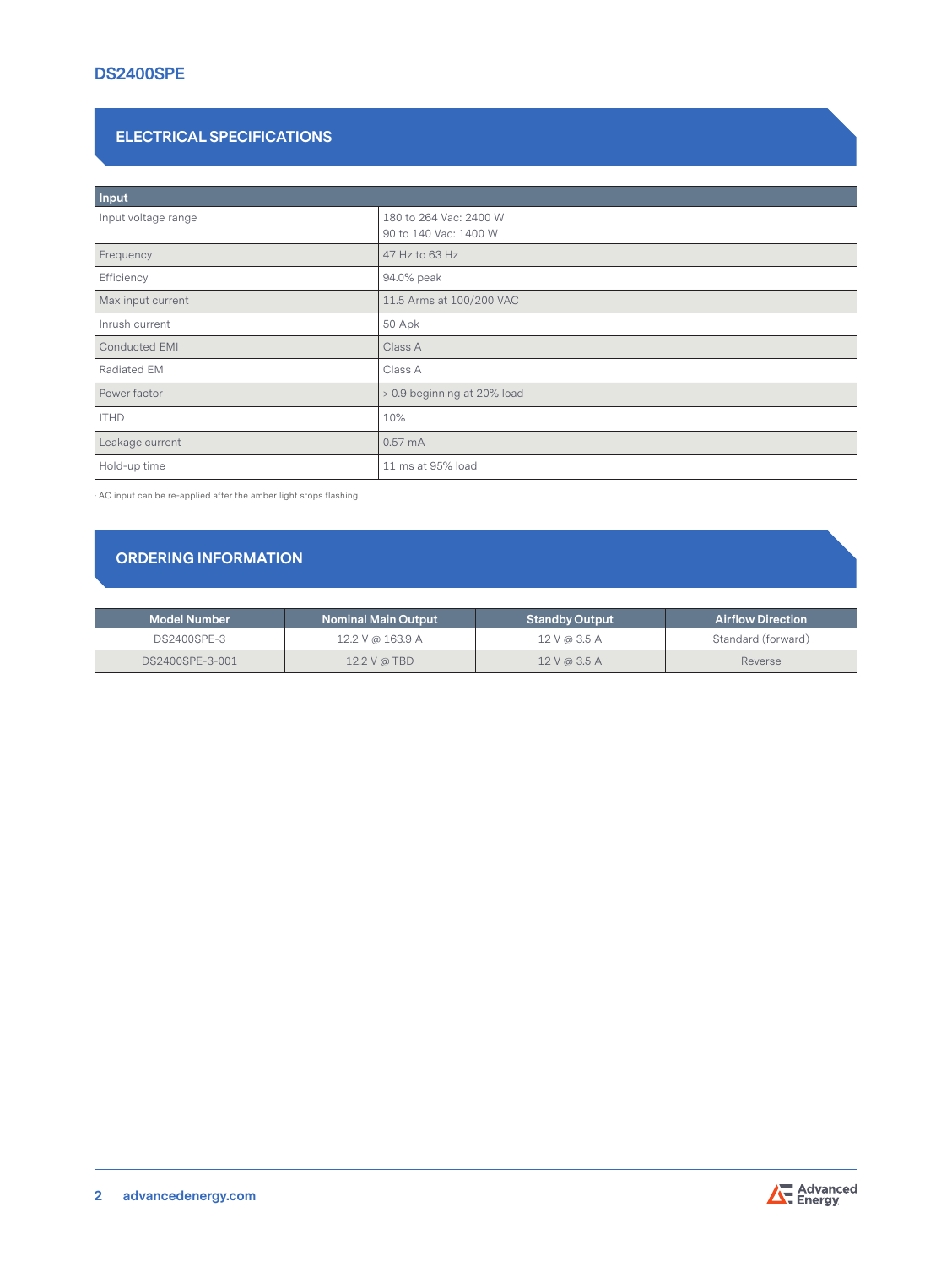# DS2400SPE

## ELECTRICAL SPECIFICATIONS

| Input | |
|---|---|
| Input voltage range | 180 to 264 Vac: 2400 W<br>90 to 140 Vac: 1400 W |
| Frequency | 47 Hz to 63 Hz |
| Efficiency | 94.0% peak |
| Max input current | 11.5 Arms at 100/200 VAC |
| Inrush current | 50 Apk |
| Conducted EMI | Class A |
| Radiated EMI | Class A |
| Power factor | > 0.9 beginning at 20% load |
| ITHD | 10% |
| Leakage current | 0.57 mA |
| Hold-up time | 11 ms at 95% load |

· AC input can be re-applied after the amber light stops flashing

## ORDERING INFORMATION

| Model Number | Nominal Main Output | Standby Output | Airflow Direction |
|---|---|---|---|
| DS2400SPE-3 | 12.2 V @ 163.9 A | 12 V @ 3.5 A | Standard (forward) |
| DS2400SPE-3-001 | 12.2 V @ TBD | 12 V @ 3.5 A | Reverse |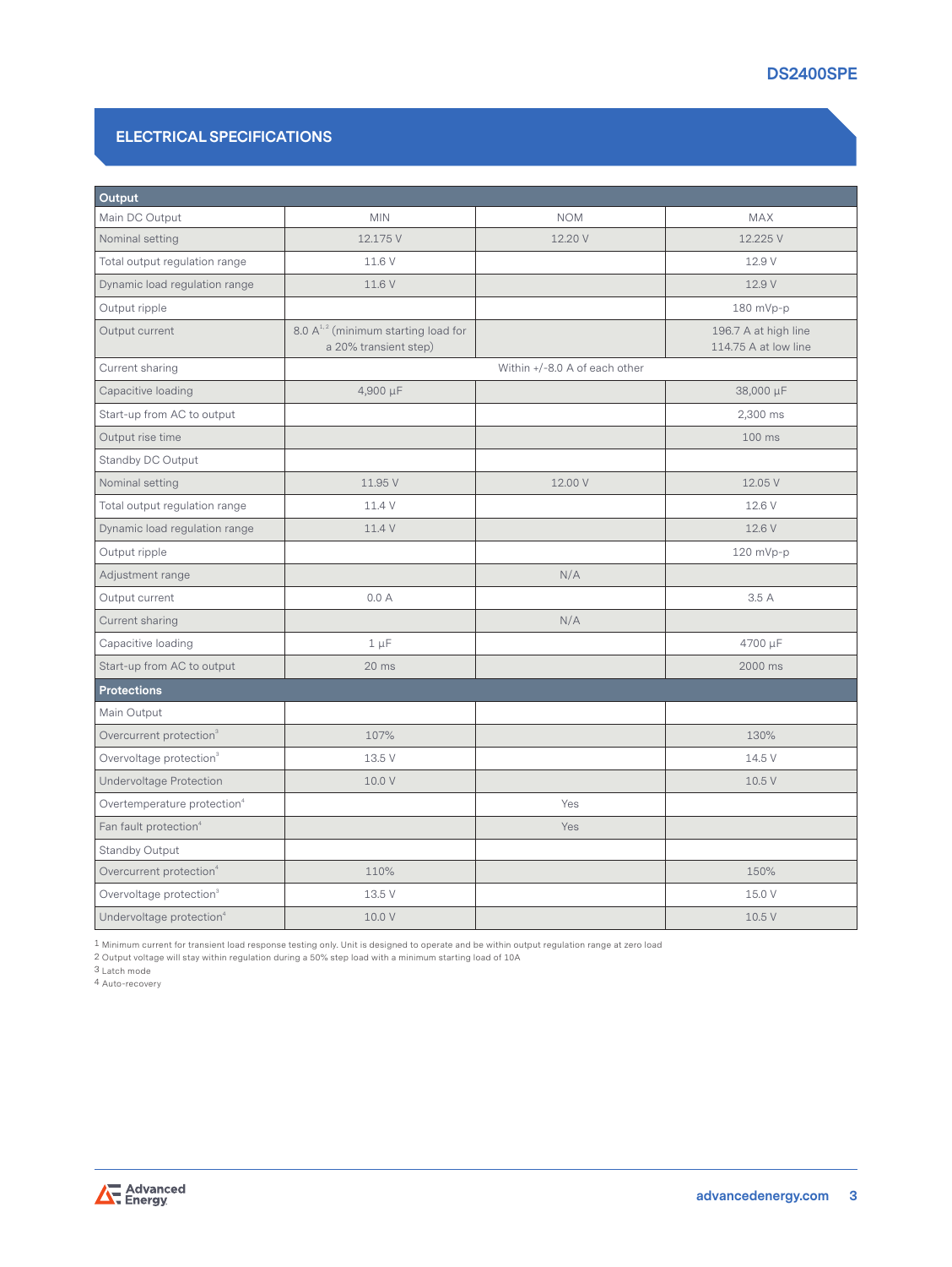## ELECTRICAL SPECIFICATIONS

| Output | | | |
|---|---|---|---|
| Main DC Output | MIN | NOM | MAX |
| Nominal setting | 12.175 V | 12.20 V | 12.225 V |
| Total output regulation range | 11.6 V | | 12.9 V |
| Dynamic load regulation range | 11.6 V | | 12.9 V |
| Output ripple | | | 180 mVp-p |
| Output current | 8.0 A[1,2] (minimum starting load for a 20% transient step) | | 196.7 A at high line 114.75 A at low line |
| Current sharing | | Within +/-8.0 A of each other | |
| Capacitive loading | 4,900 µF | | 38,000 µF |
| Start-up from AC to output | | | 2,300 ms |
| Output rise time | | | 100 ms |
| Standby DC Output | | | |
| Nominal setting | 11.95 V | 12.00 V | 12.05 V |
| Total output regulation range | 11.4 V | | 12.6 V |
| Dynamic load regulation range | 11.4 V | | 12.6 V |
| Output ripple | | | 120 mVp-p |
| Adjustment range | | N/A | |
| Output current | 0.0 A | | 3.5 A |
| Current sharing | | N/A | |
| Capacitive loading | 1 µF | | 4700 µF |
| Start-up from AC to output | 20 ms | | 2000 ms |
| **Protections** | | | |
| Main Output | | | |
| Overcurrent protection[3] | 107% | | 130% |
| Overvoltage protection[3] | 13.5 V | | 14.5 V |
| Undervoltage Protection | 10.0 V | | 10.5 V |
| Overtemperature protection[4] | | Yes | |
| Fan fault protection[4] | | Yes | |
| Standby Output | | | |
| Overcurrent protection[4] | 110% | | 150% |
| Overvoltage protection[3] | 13.5 V | | 15.0 V |
| Undervoltage protection[4] | 10.0 V | | 10.5 V |

1 Minimum current for transient load response testing only. Unit is designed to operate and be within output regulation range at zero load
2 Output voltage will stay within regulation during a 50% step load with a minimum starting load of 10A
3 Latch mode
4 Auto-recovery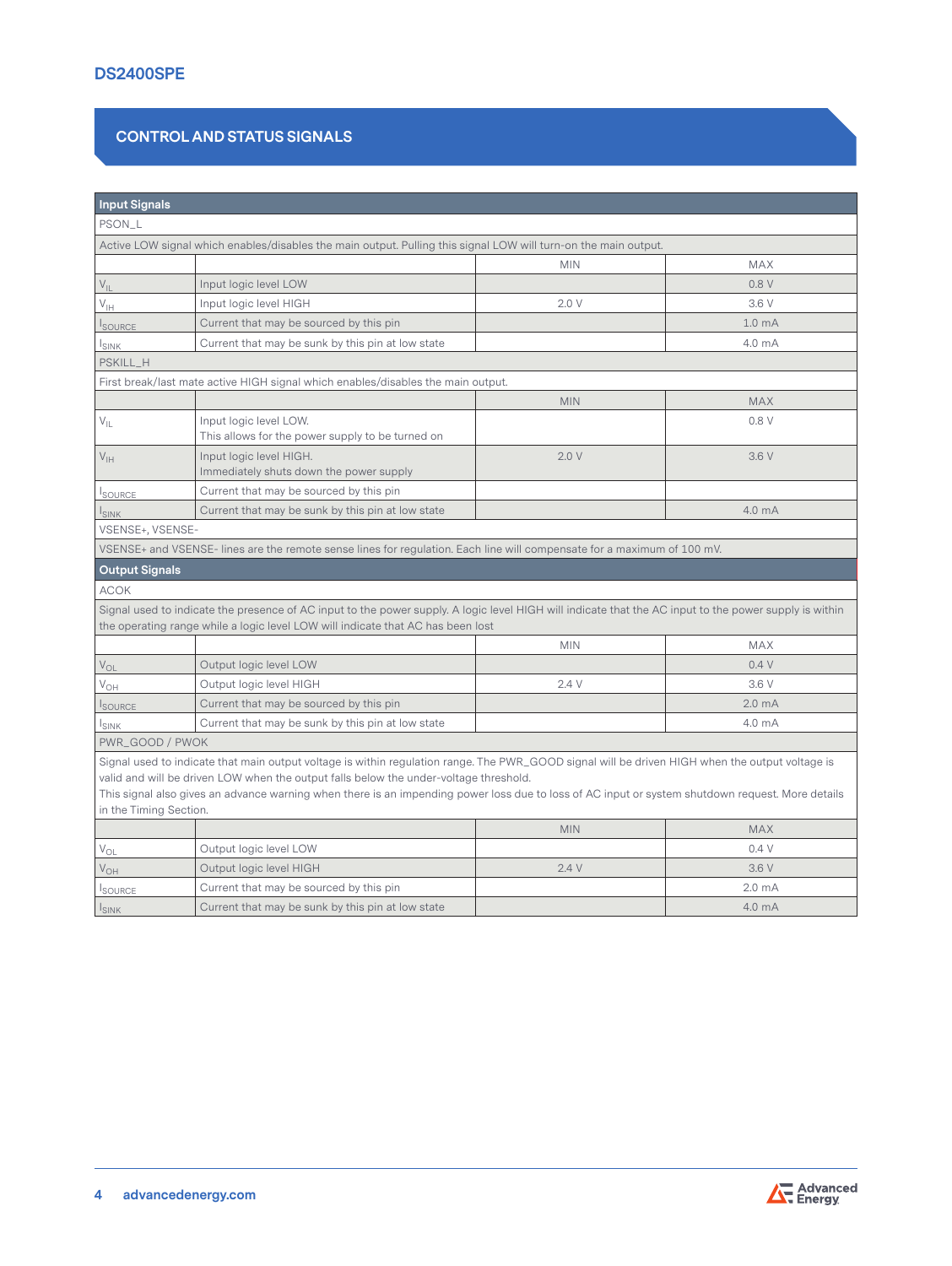## CONTROL AND STATUS SIGNALS

| Input Signals | | | |
|---|---|---|---|
| PSON_L | | | |
| Active LOW signal which enables/disables the main output. Pulling this signal LOW will turn-on the main output. | | | |
| | | MIN | MAX |
| $V_{IL}$ | Input logic level LOW | | 0.8 V |
| $V_{IH}$ | Input logic level HIGH | 2.0 V | 3.6 V |
| $I_{SOURCE}$ | Current that may be sourced by this pin | | 1.0 mA |
| $I_{SINK}$ | Current that may be sunk by this pin at low state | | 4.0 mA |
| PSKILL_H | | | |
| First break/last mate active HIGH signal which enables/disables the main output. | | | |
| | | MIN | MAX |
| $V_{IL}$ | Input logic level LOW. This allows for the power supply to be turned on | | 0.8 V |
| $V_{IH}$ | Input logic level HIGH. Immediately shuts down the power supply | 2.0 V | 3.6 V |
| $I_{SOURCE}$ | Current that may be sourced by this pin | | |
| $I_{SINK}$ | Current that may be sunk by this pin at low state | | 4.0 mA |
| VSENSE+, VSENSE- | | | |
| VSENSE+ and VSENSE- lines are the remote sense lines for regulation. Each line will compensate for a maximum of 100 mV. | | | |
| **Output Signals** | | | |
| ACOK | | | |
| Signal used to indicate the presence of AC input to the power supply. A logic level HIGH will indicate that the AC input to the power supply is within the operating range while a logic level LOW will indicate that AC has been lost | | | |
| | | MIN | MAX |
| $V_{OL}$ | Output logic level LOW | | 0.4 V |
| $V_{OH}$ | Output logic level HIGH | 2.4 V | 3.6 V |
| $I_{SOURCE}$ | Current that may be sourced by this pin | | 2.0 mA |
| $I_{SINK}$ | Current that may be sunk by this pin at low state | | 4.0 mA |
| PWR_GOOD / PWOK | | | |
| Signal used to indicate that main output voltage is within regulation range. The PWR_GOOD signal will be driven HIGH when the output voltage is valid and will be driven LOW when the output falls below the under-voltage threshold. This signal also gives an advance warning when there is an impending power loss due to loss of AC input or system shutdown request. More details in the Timing Section. | | | |
| | | MIN | MAX |
| $V_{OL}$ | Output logic level LOW | | 0.4 V |
| $V_{OH}$ | Output logic level HIGH | 2.4 V | 3.6 V |
| $I_{SOURCE}$ | Current that may be sourced by this pin | | 2.0 mA |
| $I_{SINK}$ | Current that may be sunk by this pin at low state | | 4.0 mA |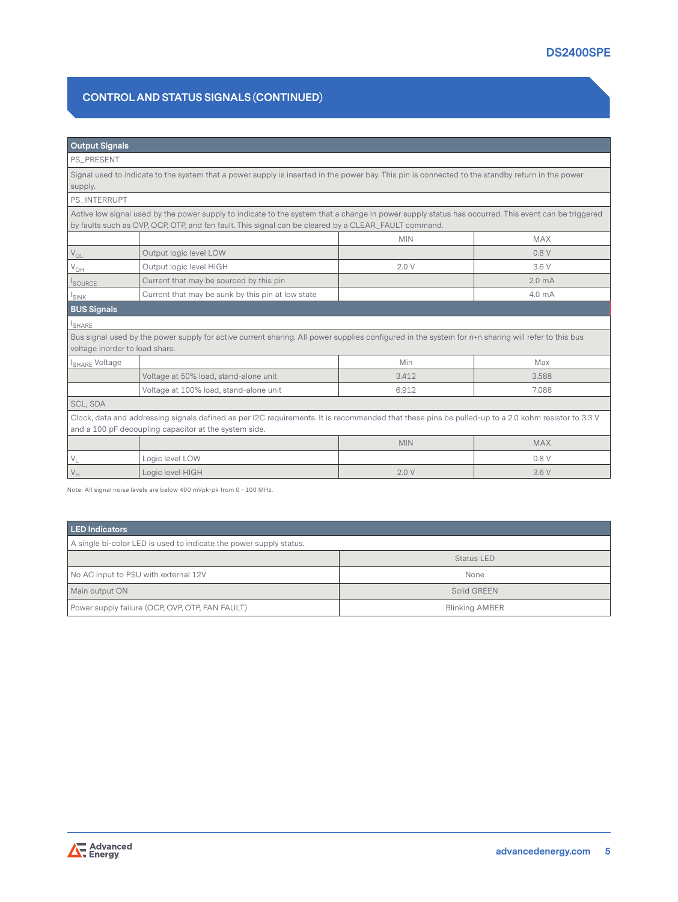## CONTROL AND STATUS SIGNALS (CONTINUED)

| **Output Signals** | | | |
|---|---|---|---|
| PS_PRESENT | | | |
| Signal used to indicate to the system that a power supply is inserted in the power bay. This pin is connected to the standby return in the power supply. | | | |
| PS_INTERRUPT | | | |
| Active low signal used by the power supply to indicate to the system that a change in power supply status has occurred. This event can be triggered by faults such as OVP, OCP, OTP, and fan fault. This signal can be cleared by a CLEAR_FAULT command. | | | |
| | | MIN | MAX |
| $V_{OL}$ | Output logic level LOW | | 0.8 V |
| $V_{OH}$ | Output logic level HIGH | 2.0 V | 3.6 V |
| $I_{SOURCE}$ | Current that may be sourced by this pin | | 2.0 mA |
| $I_{SINK}$ | Current that may be sunk by this pin at low state | | 4.0 mA |
| **BUS Signals** | | | |
| $I_{SHARE}$ | | | |
| Bus signal used by the power supply for active current sharing. All power supplies configured in the system for n+n sharing will refer to this bus voltage inorder to load share. | | | |
| $I_{SHARE}$ Voltage | | Min | Max |
| | Voltage at 50% load, stand-alone unit | 3.412 | 3.588 |
| | Voltage at 100% load, stand-alone unit | 6.912 | 7.088 |
| SCL, SDA | | | |
| Clock, data and addressing signals defined as per I2C requirements. It is recommended that these pins be pulled-up to a 2.0 kohm resistor to 3.3 V and a 100 pF decoupling capacitor at the system side. | | | |
| | | MIN | MAX |
| $V_L$ | Logic level LOW | | 0.8 V |
| $V_H$ | Logic level HIGH | 2.0 V | 3.6 V |

Note: All signal noise levels are below 400 mVpk-pk from 0 - 100 MHz.

| **LED Indicators** | |
|---|---|
| A single bi-color LED is used to indicate the power supply status. | |
| | Status LED |
| No AC input to PSU with external 12V | None |
| Main output ON | Solid GREEN |
| Power supply failure (OCP, OVP, OTP, FAN FAULT) | Blinking AMBER |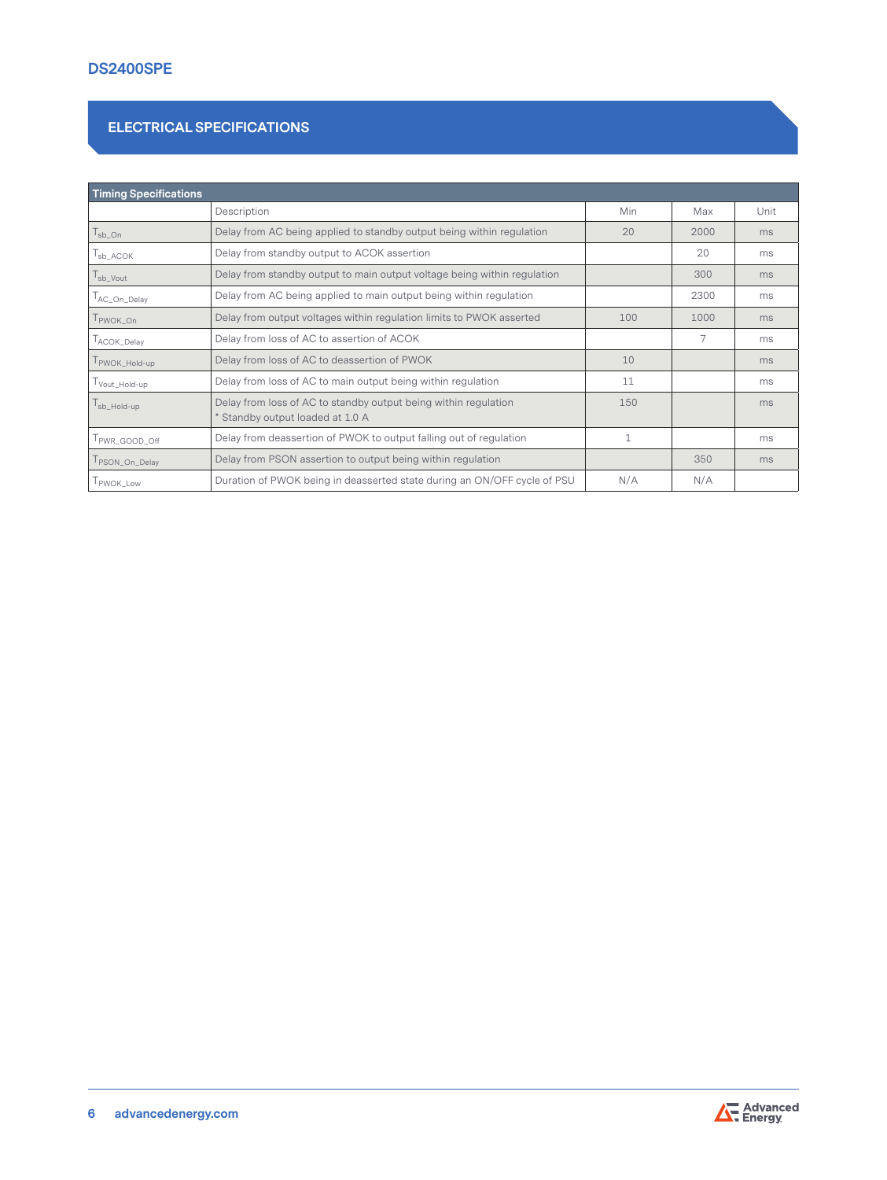## ELECTRICAL SPECIFICATIONS

| Timing Specifications | | | | |
|---|---|---|---|---|
| | Description | Min | Max | Unit |
| $T_{sb\_On}$ | Delay from AC being applied to standby output being within regulation | 20 | 2000 | ms |
| $T_{sb\_ACOK}$ | Delay from standby output to ACOK assertion | | 20 | ms |
| $T_{sb\_Vout}$ | Delay from standby output to main output voltage being within regulation | | 300 | ms |
| $T_{AC\_On\_Delay}$ | Delay from AC being applied to main output being within regulation | | 2300 | ms |
| $T_{PWOK\_On}$ | Delay from output voltages within regulation limits to PWOK asserted | 100 | 1000 | ms |
| $T_{ACOK\_Delay}$ | Delay from loss of AC to assertion of ACOK | | 7 | ms |
| $T_{PWOK\_Hold-up}$ | Delay from loss of AC to deassertion of PWOK | 10 | | ms |
| $T_{Vout\_Hold-up}$ | Delay from loss of AC to main output being within regulation | 11 | | ms |
| $T_{sb\_Hold-up}$ | Delay from loss of AC to standby output being within regulation<br>* Standby output loaded at 1.0 A | 150 | | ms |
| $T_{PWR\_GOOD\_Off}$ | Delay from deassertion of PWOK to output falling out of regulation | 1 | | ms |
| $T_{PSON\_On\_Delay}$ | Delay from PSON assertion to output being within regulation | | 350 | ms |
| $T_{PWOK\_Low}$ | Duration of PWOK being in deasserted state during an ON/OFF cycle of PSU | N/A | N/A | |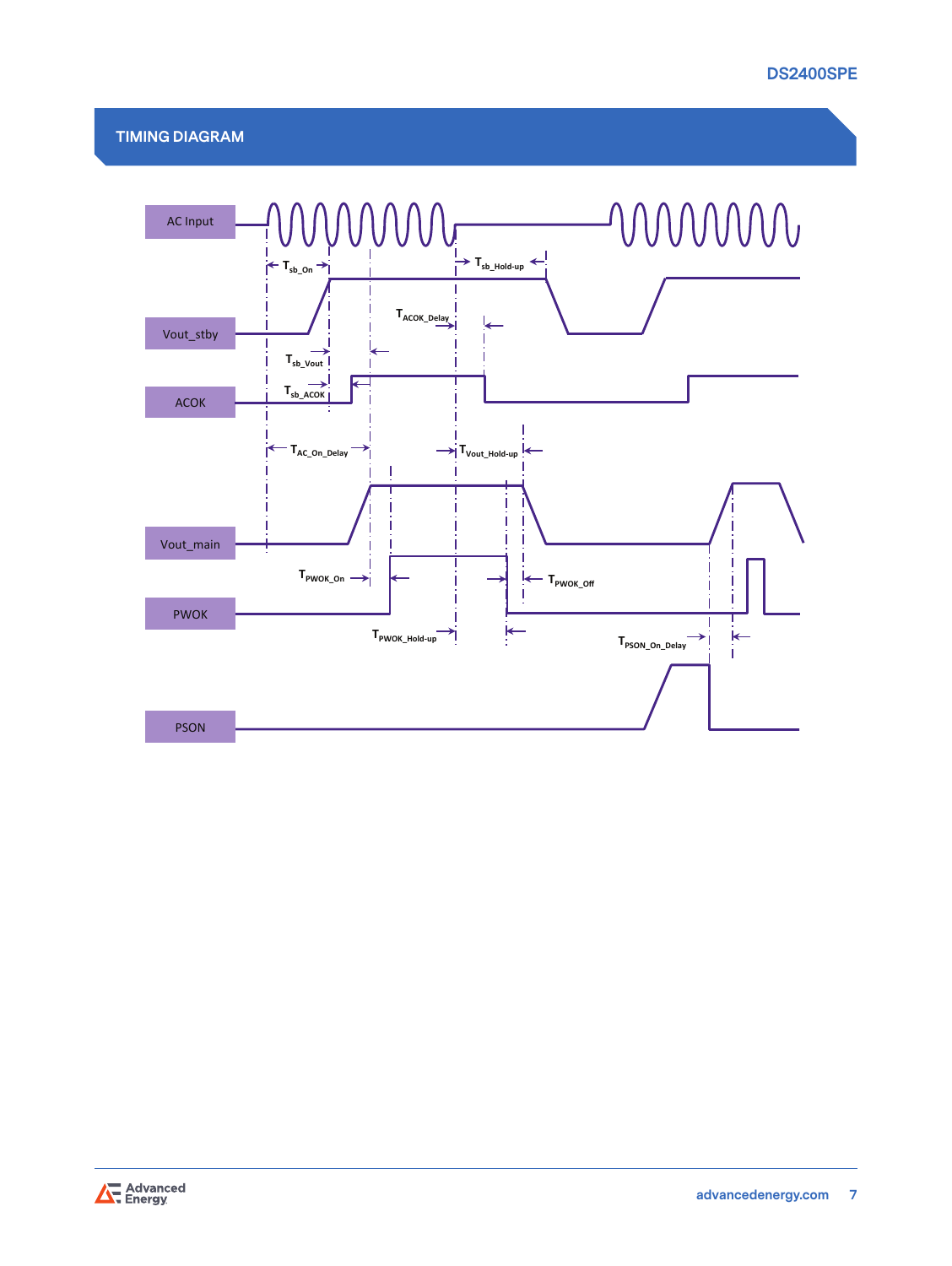## TIMING DIAGRAM

AC Input

Vout_stby

ACOK

Vout_main

PWOK

PSON

$T_{sb\_On}$

$T_{sb\_Hold\text{-}up}$

$T_{ACOK\_Delay}$

$T_{sb\_Vout}$

$T_{sb\_ACOK}$

$T_{AC\_On\_Delay}$

$T_{Vout\_Hold\text{-}up}$

$T_{PWOK\_On}$

$T_{PWOK\_Off}$

$T_{PWOK\_Hold\text{-}up}$

$T_{PSON\_On\_Delay}$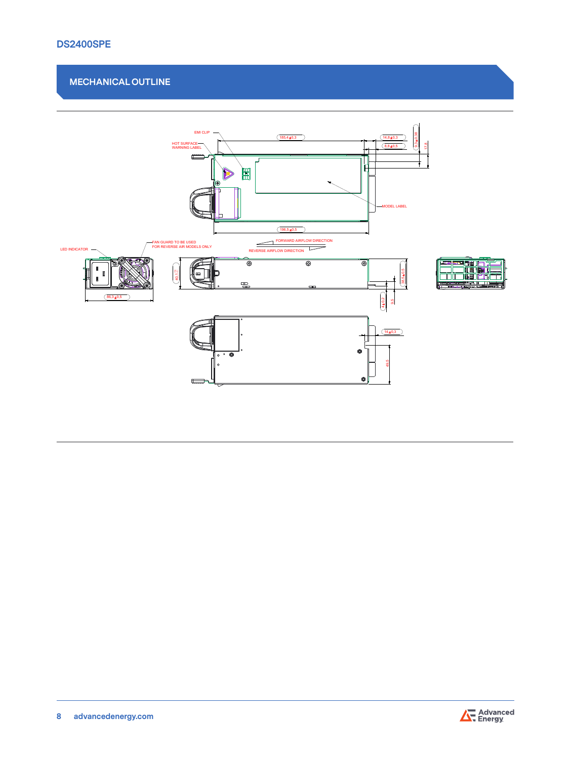## MECHANICAL OUTLINE

EMI CLIP

HOT SURFACE WARNING LABEL

185.4±0.3

14.8±0.3

8.8±0.5

9.3±0.38

17.8

MODEL LABEL

196.5±0.5

LED INDICATOR

FAN GUARD TO BE USED FOR REVERSE AIR MODELS ONLY

FORWARD AIRFLOW DIRECTION

REVERSE AIRFLOW DIRECTION

86.3±0.5

40.1

38.5±0.5

4±0.2

9.5

14±0.3

49.5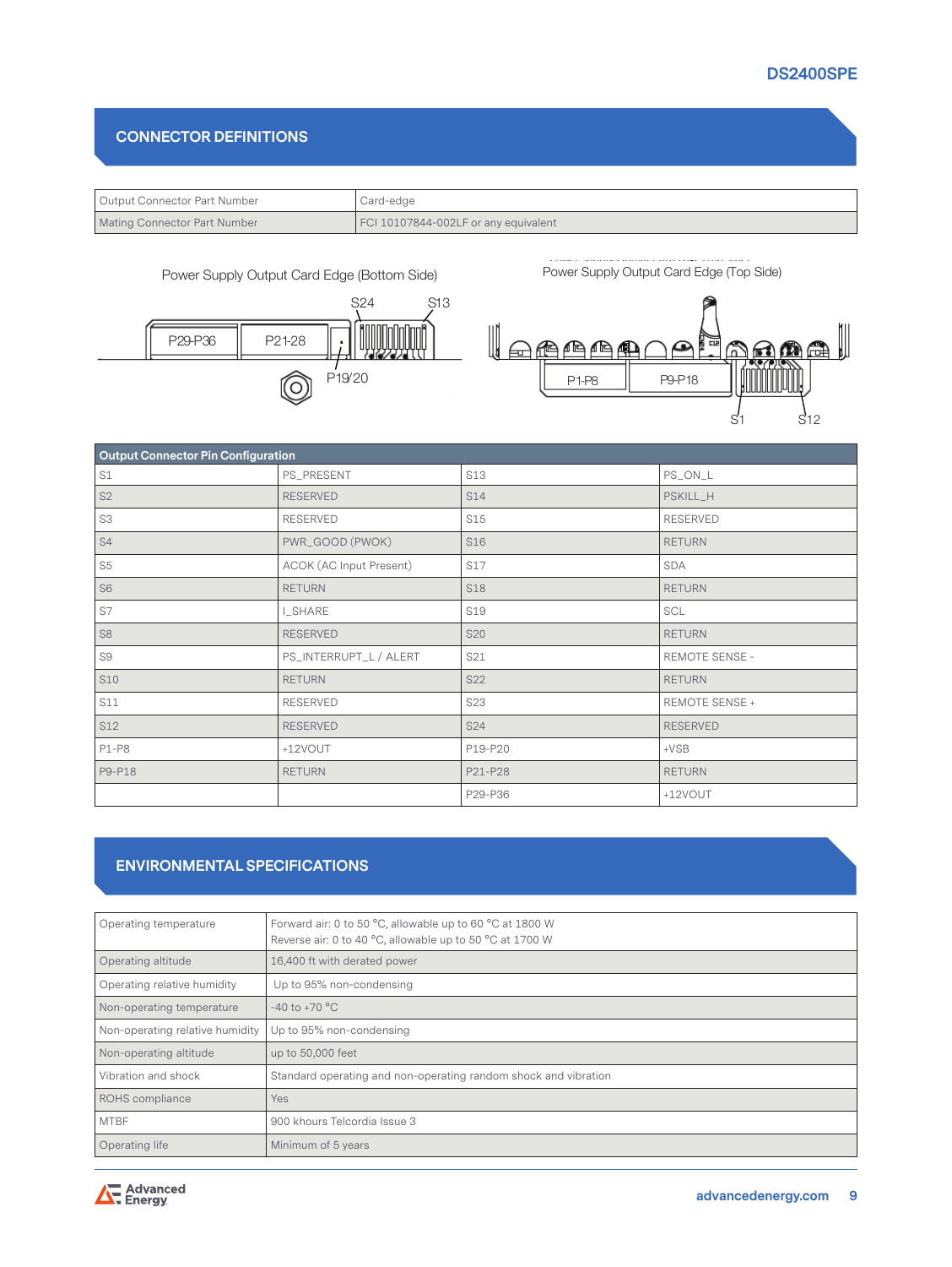## CONNECTOR DEFINITIONS

| Output Connector Part Number | Card-edge |
|---|---|
| Mating Connector Part Number | FCI 10107844-002LF or any equivalent |

Power Supply Output Card Edge (Bottom Side)

S24 S13 P29-P36 P21-28 P19/20

Power Supply Output Card Edge (Top Side)

P1-P8 P9-P18 S1 S12

| Output Connector Pin Configuration | | | |
|---|---|---|---|
| S1 | PS_PRESENT | S13 | PS_ON_L |
| S2 | RESERVED | S14 | PSKILL_H |
| S3 | RESERVED | S15 | RESERVED |
| S4 | PWR_GOOD (PWOK) | S16 | RETURN |
| S5 | ACOK (AC Input Present) | S17 | SDA |
| S6 | RETURN | S18 | RETURN |
| S7 | I_SHARE | S19 | SCL |
| S8 | RESERVED | S20 | RETURN |
| S9 | PS_INTERRUPT_L / ALERT | S21 | REMOTE SENSE - |
| S10 | RETURN | S22 | RETURN |
| S11 | RESERVED | S23 | REMOTE SENSE + |
| S12 | RESERVED | S24 | RESERVED |
| P1-P8 | +12VOUT | P19-P20 | +VSB |
| P9-P18 | RETURN | P21-P28 | RETURN |
| | | P29-P36 | +12VOUT |

## ENVIRONMENTAL SPECIFICATIONS

| Operating temperature | Forward air: 0 to 50 °C, allowable up to 60 °C at 1800 W<br>Reverse air: 0 to 40 °C, allowable up to 50 °C at 1700 W |
|---|---|
| Operating altitude | 16,400 ft with derated power |
| Operating relative humidity | Up to 95% non-condensing |
| Non-operating temperature | -40 to +70 °C |
| Non-operating relative humidity | Up to 95% non-condensing |
| Non-operating altitude | up to 50,000 feet |
| Vibration and shock | Standard operating and non-operating random shock and vibration |
| ROHS compliance | Yes |
| MTBF | 900 khours Telcordia Issue 3 |
| Operating life | Minimum of 5 years |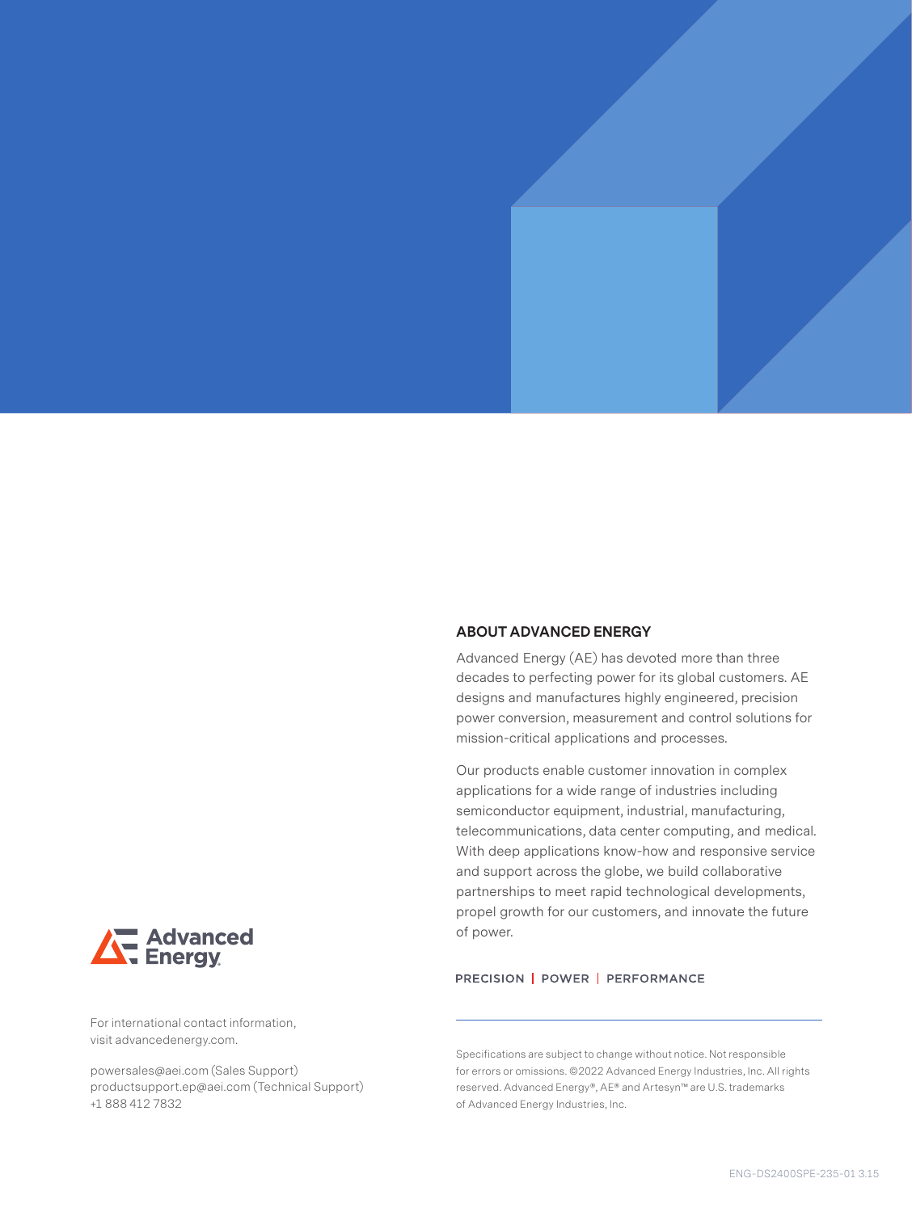## ABOUT ADVANCED ENERGY

Advanced Energy (AE) has devoted more than three decades to perfecting power for its global customers. AE designs and manufactures highly engineered, precision power conversion, measurement and control solutions for mission-critical applications and processes.

Our products enable customer innovation in complex applications for a wide range of industries including semiconductor equipment, industrial, manufacturing, telecommunications, data center computing, and medical. With deep applications know-how and responsive service and support across the globe, we build collaborative partnerships to meet rapid technological developments, propel growth for our customers, and innovate the future of power.

PRECISION | POWER | PERFORMANCE

Advanced Energy

For international contact information, visit advancedenergy.com.

powersales@aei.com (Sales Support)
productsupport.ep@aei.com (Technical Support)
+1 888 412 7832

Specifications are subject to change without notice. Not responsible for errors or omissions. ©2022 Advanced Energy Industries, Inc. All rights reserved. Advanced Energy®, AE® and Artesyn™ are U.S. trademarks of Advanced Energy Industries, Inc.

ENG-DS2400SPE-235-01 3.15